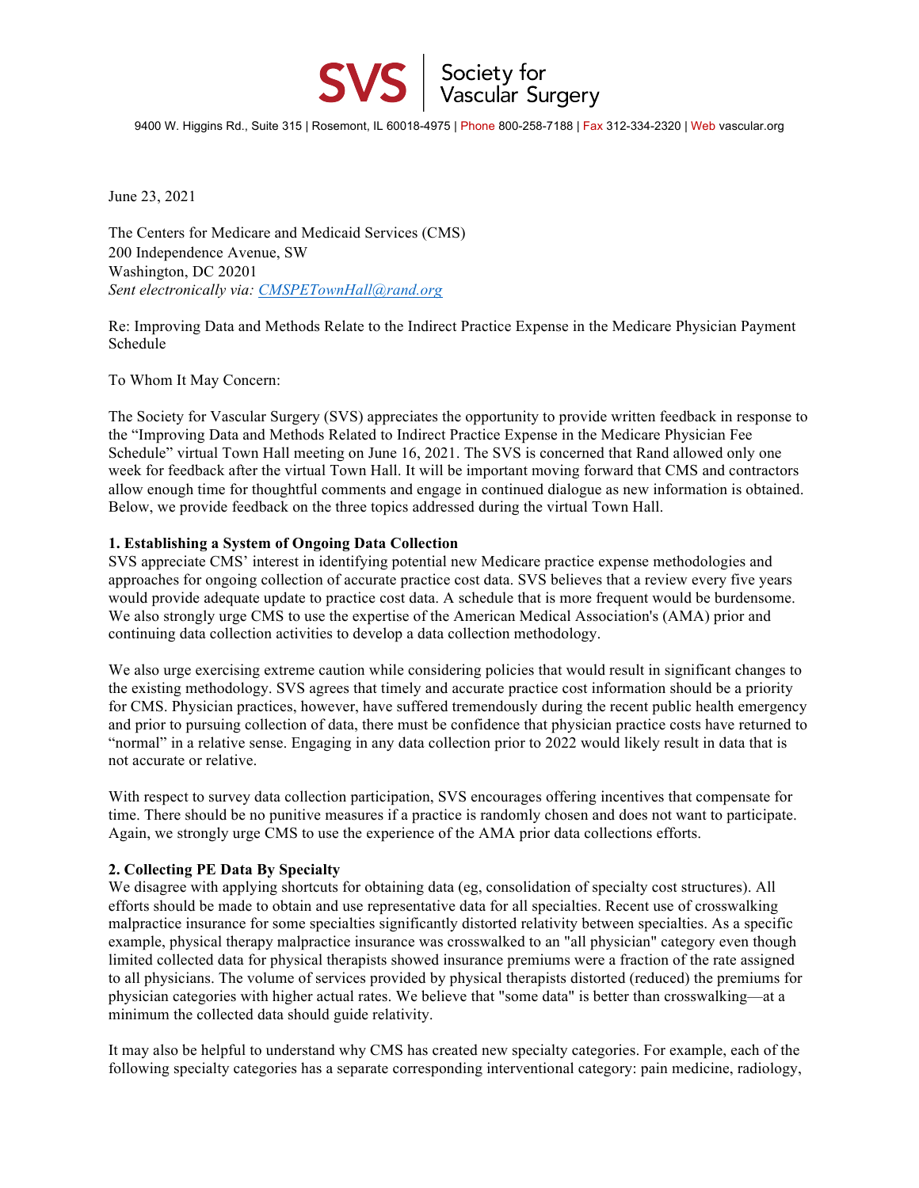# SVS | Society for Vascular Surgery

9400 W. Higgins Rd., Suite 315 | Rosemont, IL 60018-4975 | Phone 800-258-7188 | Fax 312-334-2320 | Web vascular.org

June 23, 2021

The Centers for Medicare and Medicaid Services (CMS)
200 Independence Avenue, SW
Washington, DC 20201
*Sent electronically via: CMSPETownHall@rand.org*

Re: Improving Data and Methods Relate to the Indirect Practice Expense in the Medicare Physician Payment Schedule

To Whom It May Concern:

The Society for Vascular Surgery (SVS) appreciates the opportunity to provide written feedback in response to the "Improving Data and Methods Related to Indirect Practice Expense in the Medicare Physician Fee Schedule" virtual Town Hall meeting on June 16, 2021. The SVS is concerned that Rand allowed only one week for feedback after the virtual Town Hall. It will be important moving forward that CMS and contractors allow enough time for thoughtful comments and engage in continued dialogue as new information is obtained. Below, we provide feedback on the three topics addressed during the virtual Town Hall.

**1. Establishing a System of Ongoing Data Collection**

SVS appreciate CMS' interest in identifying potential new Medicare practice expense methodologies and approaches for ongoing collection of accurate practice cost data. SVS believes that a review every five years would provide adequate update to practice cost data. A schedule that is more frequent would be burdensome. We also strongly urge CMS to use the expertise of the American Medical Association's (AMA) prior and continuing data collection activities to develop a data collection methodology.

We also urge exercising extreme caution while considering policies that would result in significant changes to the existing methodology. SVS agrees that timely and accurate practice cost information should be a priority for CMS. Physician practices, however, have suffered tremendously during the recent public health emergency and prior to pursuing collection of data, there must be confidence that physician practice costs have returned to "normal" in a relative sense. Engaging in any data collection prior to 2022 would likely result in data that is not accurate or relative.

With respect to survey data collection participation, SVS encourages offering incentives that compensate for time. There should be no punitive measures if a practice is randomly chosen and does not want to participate. Again, we strongly urge CMS to use the experience of the AMA prior data collections efforts.

**2. Collecting PE Data By Specialty**

We disagree with applying shortcuts for obtaining data (eg, consolidation of specialty cost structures). All efforts should be made to obtain and use representative data for all specialties. Recent use of crosswalking malpractice insurance for some specialties significantly distorted relativity between specialties. As a specific example, physical therapy malpractice insurance was crosswalked to an "all physician" category even though limited collected data for physical therapists showed insurance premiums were a fraction of the rate assigned to all physicians. The volume of services provided by physical therapists distorted (reduced) the premiums for physician categories with higher actual rates. We believe that "some data" is better than crosswalking—at a minimum the collected data should guide relativity.

It may also be helpful to understand why CMS has created new specialty categories. For example, each of the following specialty categories has a separate corresponding interventional category: pain medicine, radiology,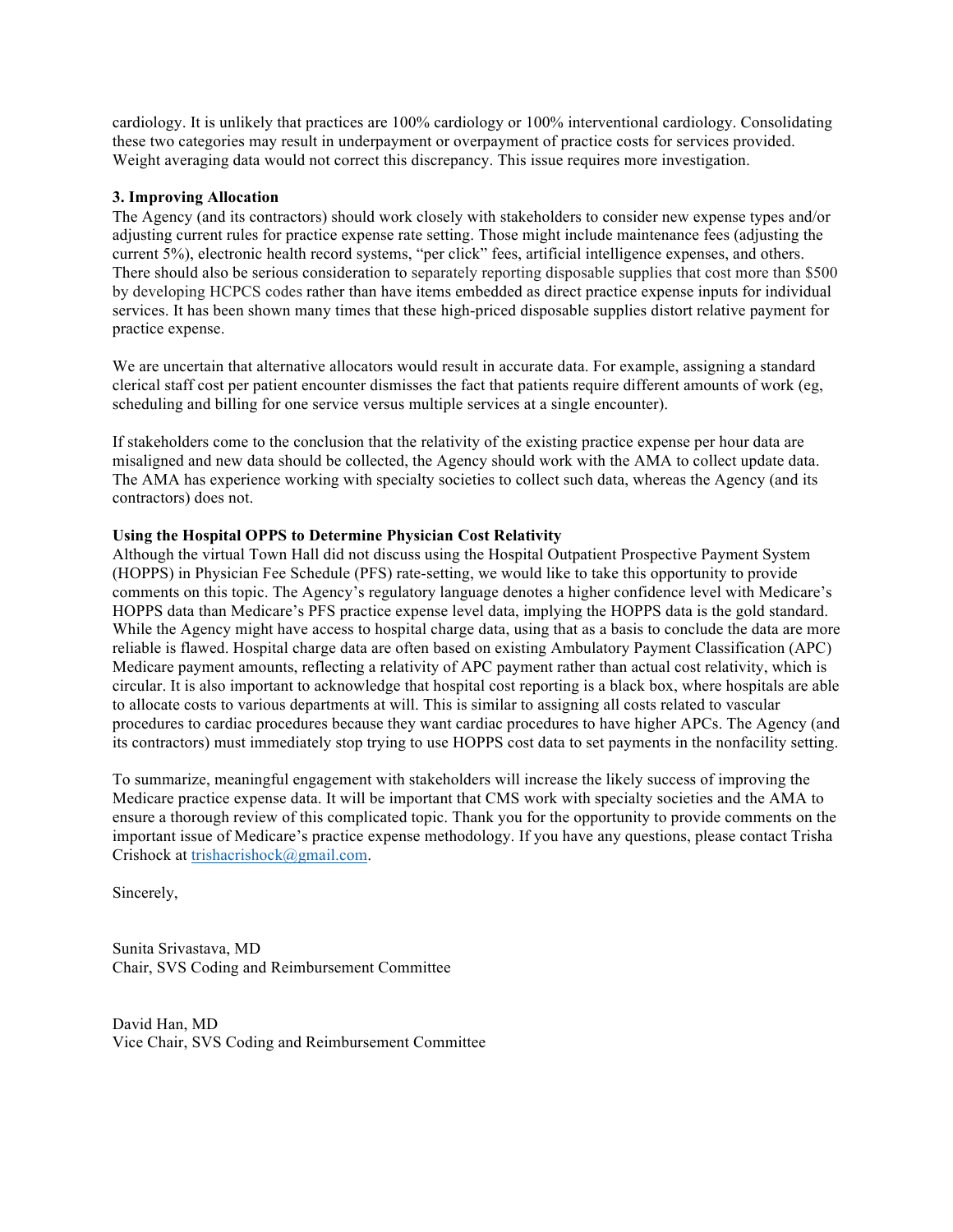cardiology. It is unlikely that practices are 100% cardiology or 100% interventional cardiology. Consolidating these two categories may result in underpayment or overpayment of practice costs for services provided. Weight averaging data would not correct this discrepancy. This issue requires more investigation.

**3. Improving Allocation**

The Agency (and its contractors) should work closely with stakeholders to consider new expense types and/or adjusting current rules for practice expense rate setting. Those might include maintenance fees (adjusting the current 5%), electronic health record systems, "per click" fees, artificial intelligence expenses, and others. There should also be serious consideration to separately reporting disposable supplies that cost more than $500 by developing HCPCS codes rather than have items embedded as direct practice expense inputs for individual services. It has been shown many times that these high-priced disposable supplies distort relative payment for practice expense.

We are uncertain that alternative allocators would result in accurate data. For example, assigning a standard clerical staff cost per patient encounter dismisses the fact that patients require different amounts of work (eg, scheduling and billing for one service versus multiple services at a single encounter).

If stakeholders come to the conclusion that the relativity of the existing practice expense per hour data are misaligned and new data should be collected, the Agency should work with the AMA to collect update data. The AMA has experience working with specialty societies to collect such data, whereas the Agency (and its contractors) does not.

**Using the Hospital OPPS to Determine Physician Cost Relativity**

Although the virtual Town Hall did not discuss using the Hospital Outpatient Prospective Payment System (HOPPS) in Physician Fee Schedule (PFS) rate-setting, we would like to take this opportunity to provide comments on this topic. The Agency's regulatory language denotes a higher confidence level with Medicare's HOPPS data than Medicare's PFS practice expense level data, implying the HOPPS data is the gold standard. While the Agency might have access to hospital charge data, using that as a basis to conclude the data are more reliable is flawed. Hospital charge data are often based on existing Ambulatory Payment Classification (APC) Medicare payment amounts, reflecting a relativity of APC payment rather than actual cost relativity, which is circular. It is also important to acknowledge that hospital cost reporting is a black box, where hospitals are able to allocate costs to various departments at will. This is similar to assigning all costs related to vascular procedures to cardiac procedures because they want cardiac procedures to have higher APCs. The Agency (and its contractors) must immediately stop trying to use HOPPS cost data to set payments in the nonfacility setting.

To summarize, meaningful engagement with stakeholders will increase the likely success of improving the Medicare practice expense data. It will be important that CMS work with specialty societies and the AMA to ensure a thorough review of this complicated topic. Thank you for the opportunity to provide comments on the important issue of Medicare's practice expense methodology. If you have any questions, please contact Trisha Crishock at trishacrishock@gmail.com.

Sincerely,

Sunita Srivastava, MD
Chair, SVS Coding and Reimbursement Committee

David Han, MD
Vice Chair, SVS Coding and Reimbursement Committee